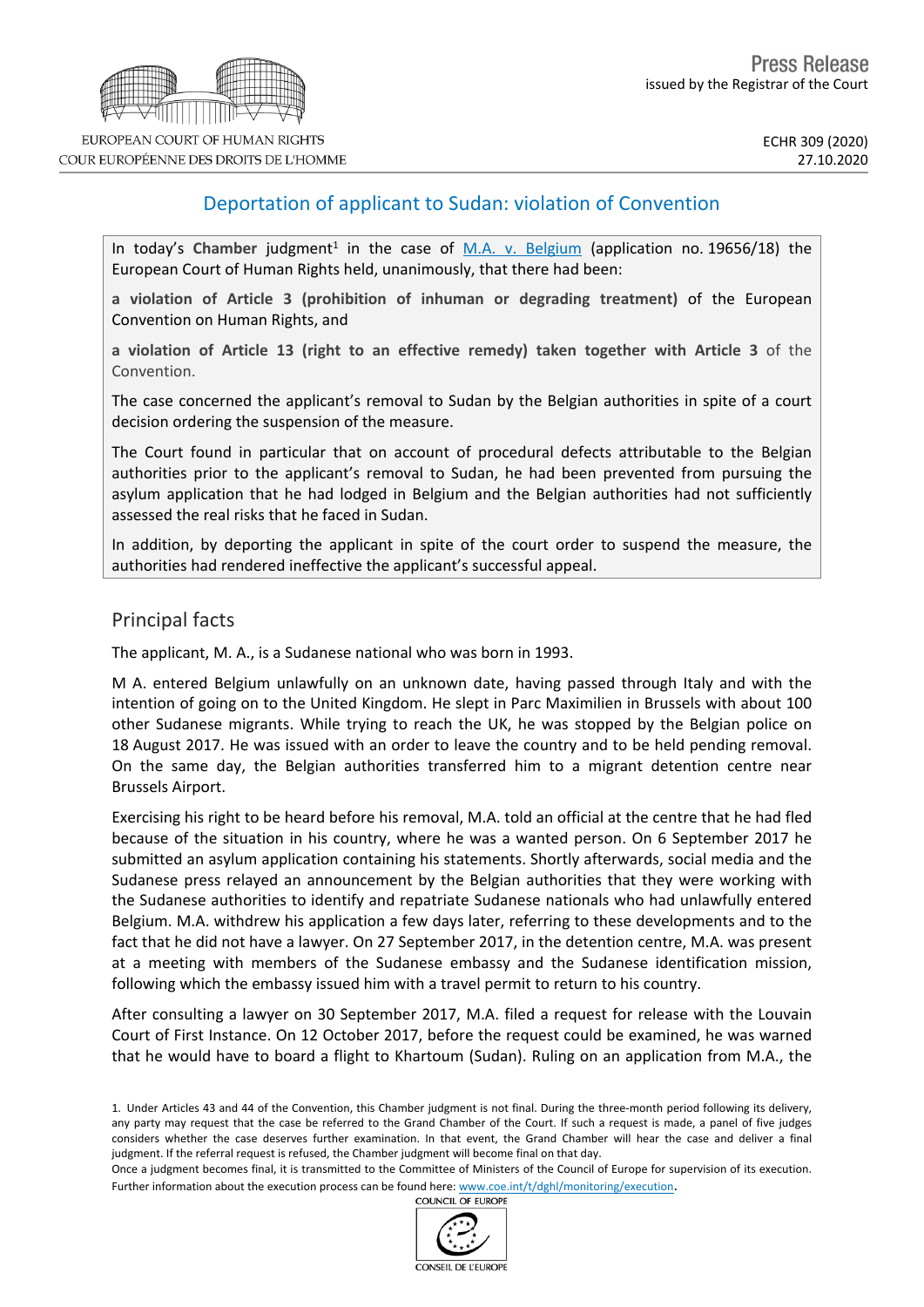EUROPEAN COURT OF HUMAN RIGHTS
COUR EUROPÉENNE DES DROITS DE L'HOMME

Press Release
issued by the Registrar of the Court

ECHR 309 (2020)
27.10.2020

# Deportation of applicant to Sudan: violation of Convention

In today's **Chamber** judgment[1] in the case of M.A. v. Belgium (application no. 19656/18) the European Court of Human Rights held, unanimously, that there had been:

**a violation of Article 3 (prohibition of inhuman or degrading treatment)** of the European Convention on Human Rights, and

**a violation of Article 13 (right to an effective remedy) taken together with Article 3** of the Convention.

The case concerned the applicant's removal to Sudan by the Belgian authorities in spite of a court decision ordering the suspension of the measure.

The Court found in particular that on account of procedural defects attributable to the Belgian authorities prior to the applicant's removal to Sudan, he had been prevented from pursuing the asylum application that he had lodged in Belgium and the Belgian authorities had not sufficiently assessed the real risks that he faced in Sudan.

In addition, by deporting the applicant in spite of the court order to suspend the measure, the authorities had rendered ineffective the applicant's successful appeal.

## Principal facts

The applicant, M. A., is a Sudanese national who was born in 1993.

M A. entered Belgium unlawfully on an unknown date, having passed through Italy and with the intention of going on to the United Kingdom. He slept in Parc Maximilien in Brussels with about 100 other Sudanese migrants. While trying to reach the UK, he was stopped by the Belgian police on 18 August 2017. He was issued with an order to leave the country and to be held pending removal. On the same day, the Belgian authorities transferred him to a migrant detention centre near Brussels Airport.

Exercising his right to be heard before his removal, M.A. told an official at the centre that he had fled because of the situation in his country, where he was a wanted person. On 6 September 2017 he submitted an asylum application containing his statements. Shortly afterwards, social media and the Sudanese press relayed an announcement by the Belgian authorities that they were working with the Sudanese authorities to identify and repatriate Sudanese nationals who had unlawfully entered Belgium. M.A. withdrew his application a few days later, referring to these developments and to the fact that he did not have a lawyer. On 27 September 2017, in the detention centre, M.A. was present at a meeting with members of the Sudanese embassy and the Sudanese identification mission, following which the embassy issued him with a travel permit to return to his country.

After consulting a lawyer on 30 September 2017, M.A. filed a request for release with the Louvain Court of First Instance. On 12 October 2017, before the request could be examined, he was warned that he would have to board a flight to Khartoum (Sudan). Ruling on an application from M.A., the

---

1. Under Articles 43 and 44 of the Convention, this Chamber judgment is not final. During the three-month period following its delivery, any party may request that the case be referred to the Grand Chamber of the Court. If such a request is made, a panel of five judges considers whether the case deserves further examination. In that event, the Grand Chamber will hear the case and deliver a final judgment. If the referral request is refused, the Chamber judgment will become final on that day.
Once a judgment becomes final, it is transmitted to the Committee of Ministers of the Council of Europe for supervision of its execution. Further information about the execution process can be found here: www.coe.int/t/dghl/monitoring/execution.

COUNCIL OF EUROPE
CONSEIL DE L'EUROPE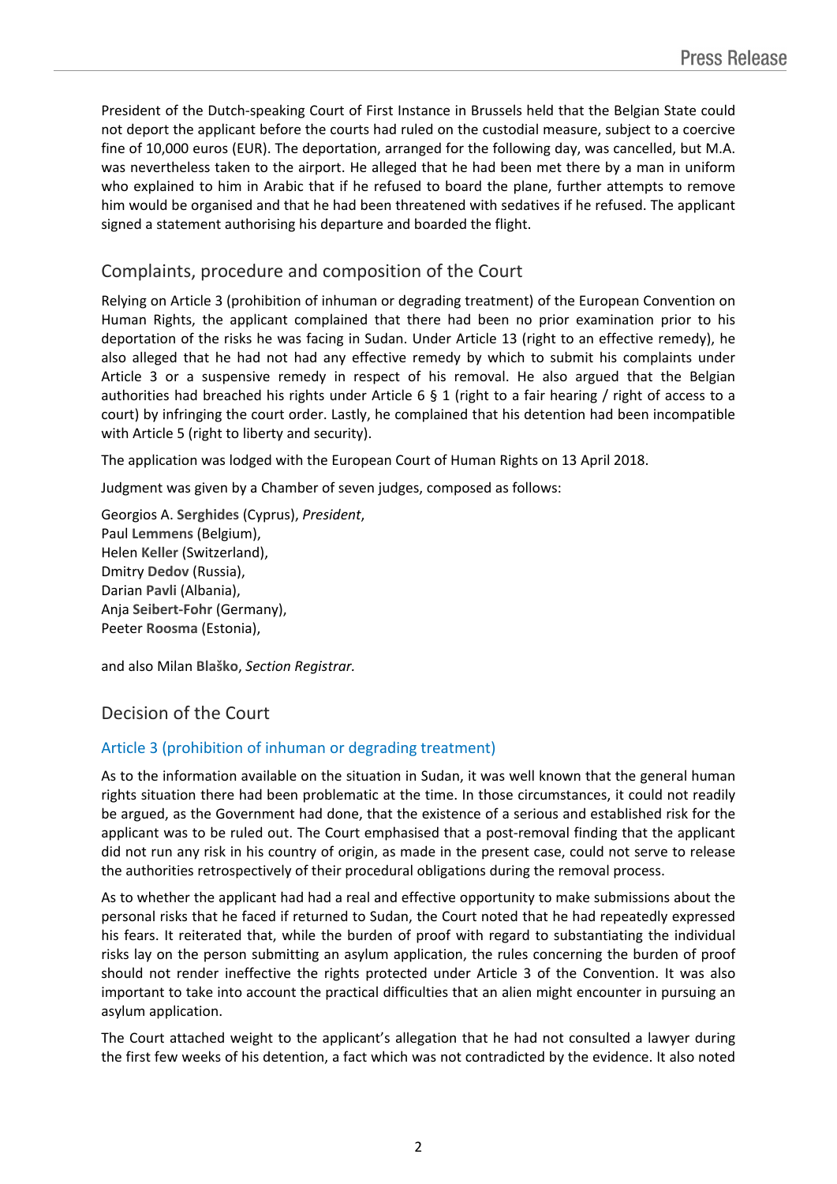President of the Dutch-speaking Court of First Instance in Brussels held that the Belgian State could not deport the applicant before the courts had ruled on the custodial measure, subject to a coercive fine of 10,000 euros (EUR). The deportation, arranged for the following day, was cancelled, but M.A. was nevertheless taken to the airport. He alleged that he had been met there by a man in uniform who explained to him in Arabic that if he refused to board the plane, further attempts to remove him would be organised and that he had been threatened with sedatives if he refused. The applicant signed a statement authorising his departure and boarded the flight.

## Complaints, procedure and composition of the Court

Relying on Article 3 (prohibition of inhuman or degrading treatment) of the European Convention on Human Rights, the applicant complained that there had been no prior examination prior to his deportation of the risks he was facing in Sudan. Under Article 13 (right to an effective remedy), he also alleged that he had not had any effective remedy by which to submit his complaints under Article 3 or a suspensive remedy in respect of his removal. He also argued that the Belgian authorities had breached his rights under Article 6 § 1 (right to a fair hearing / right of access to a court) by infringing the court order. Lastly, he complained that his detention had been incompatible with Article 5 (right to liberty and security).

The application was lodged with the European Court of Human Rights on 13 April 2018.

Judgment was given by a Chamber of seven judges, composed as follows:

Georgios A. **Serghides** (Cyprus), *President*,
Paul **Lemmens** (Belgium),
Helen **Keller** (Switzerland),
Dmitry **Dedov** (Russia),
Darian **Pavli** (Albania),
Anja **Seibert-Fohr** (Germany),
Peeter **Roosma** (Estonia),

and also Milan **Blaško**, *Section Registrar.*

## Decision of the Court

### Article 3 (prohibition of inhuman or degrading treatment)

As to the information available on the situation in Sudan, it was well known that the general human rights situation there had been problematic at the time. In those circumstances, it could not readily be argued, as the Government had done, that the existence of a serious and established risk for the applicant was to be ruled out. The Court emphasised that a post-removal finding that the applicant did not run any risk in his country of origin, as made in the present case, could not serve to release the authorities retrospectively of their procedural obligations during the removal process.

As to whether the applicant had had a real and effective opportunity to make submissions about the personal risks that he faced if returned to Sudan, the Court noted that he had repeatedly expressed his fears. It reiterated that, while the burden of proof with regard to substantiating the individual risks lay on the person submitting an asylum application, the rules concerning the burden of proof should not render ineffective the rights protected under Article 3 of the Convention. It was also important to take into account the practical difficulties that an alien might encounter in pursuing an asylum application.

The Court attached weight to the applicant's allegation that he had not consulted a lawyer during the first few weeks of his detention, a fact which was not contradicted by the evidence. It also noted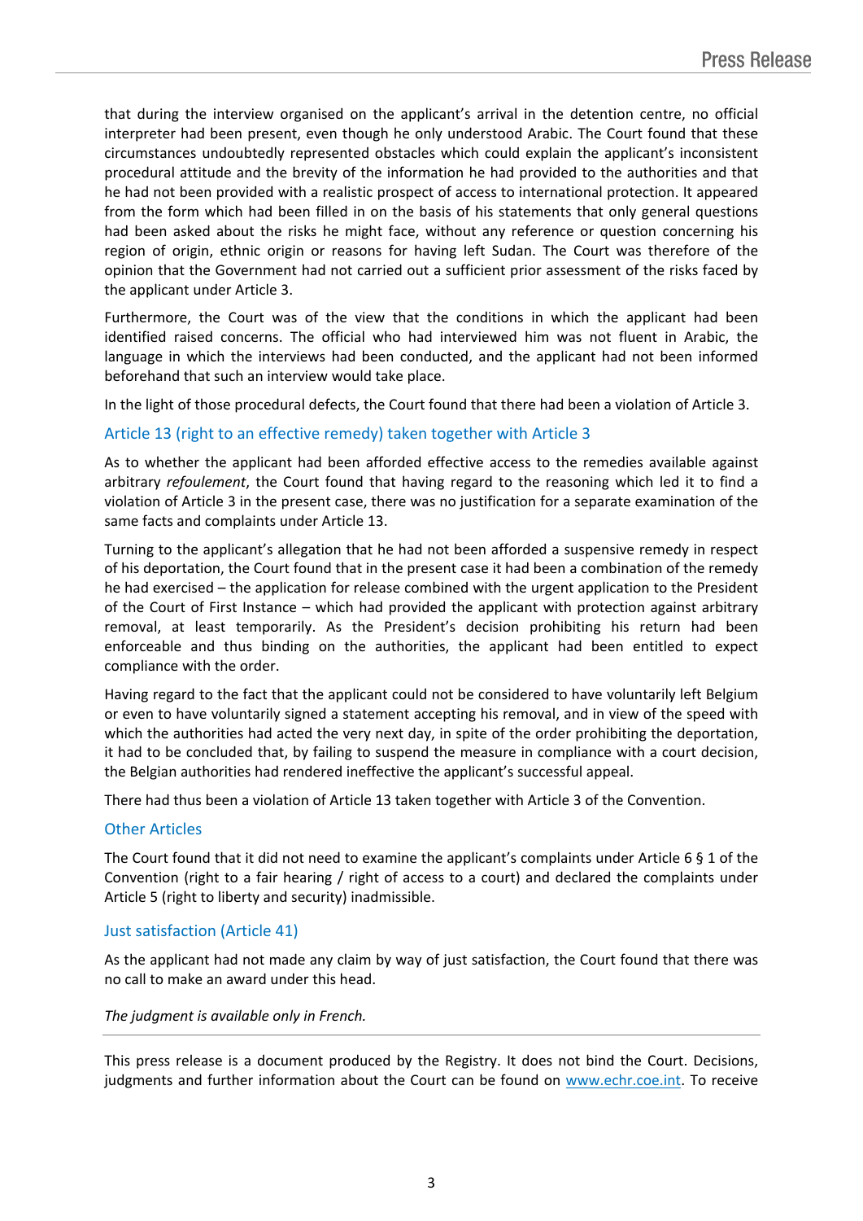that during the interview organised on the applicant's arrival in the detention centre, no official interpreter had been present, even though he only understood Arabic. The Court found that these circumstances undoubtedly represented obstacles which could explain the applicant's inconsistent procedural attitude and the brevity of the information he had provided to the authorities and that he had not been provided with a realistic prospect of access to international protection. It appeared from the form which had been filled in on the basis of his statements that only general questions had been asked about the risks he might face, without any reference or question concerning his region of origin, ethnic origin or reasons for having left Sudan. The Court was therefore of the opinion that the Government had not carried out a sufficient prior assessment of the risks faced by the applicant under Article 3.

Furthermore, the Court was of the view that the conditions in which the applicant had been identified raised concerns. The official who had interviewed him was not fluent in Arabic, the language in which the interviews had been conducted, and the applicant had not been informed beforehand that such an interview would take place.

In the light of those procedural defects, the Court found that there had been a violation of Article 3.

### Article 13 (right to an effective remedy) taken together with Article 3

As to whether the applicant had been afforded effective access to the remedies available against arbitrary *refoulement*, the Court found that having regard to the reasoning which led it to find a violation of Article 3 in the present case, there was no justification for a separate examination of the same facts and complaints under Article 13.

Turning to the applicant's allegation that he had not been afforded a suspensive remedy in respect of his deportation, the Court found that in the present case it had been a combination of the remedy he had exercised – the application for release combined with the urgent application to the President of the Court of First Instance – which had provided the applicant with protection against arbitrary removal, at least temporarily. As the President's decision prohibiting his return had been enforceable and thus binding on the authorities, the applicant had been entitled to expect compliance with the order.

Having regard to the fact that the applicant could not be considered to have voluntarily left Belgium or even to have voluntarily signed a statement accepting his removal, and in view of the speed with which the authorities had acted the very next day, in spite of the order prohibiting the deportation, it had to be concluded that, by failing to suspend the measure in compliance with a court decision, the Belgian authorities had rendered ineffective the applicant's successful appeal.

There had thus been a violation of Article 13 taken together with Article 3 of the Convention.

### Other Articles

The Court found that it did not need to examine the applicant's complaints under Article 6 § 1 of the Convention (right to a fair hearing / right of access to a court) and declared the complaints under Article 5 (right to liberty and security) inadmissible.

### Just satisfaction (Article 41)

As the applicant had not made any claim by way of just satisfaction, the Court found that there was no call to make an award under this head.

*The judgment is available only in French.*

---

This press release is a document produced by the Registry. It does not bind the Court. Decisions, judgments and further information about the Court can be found on www.echr.coe.int. To receive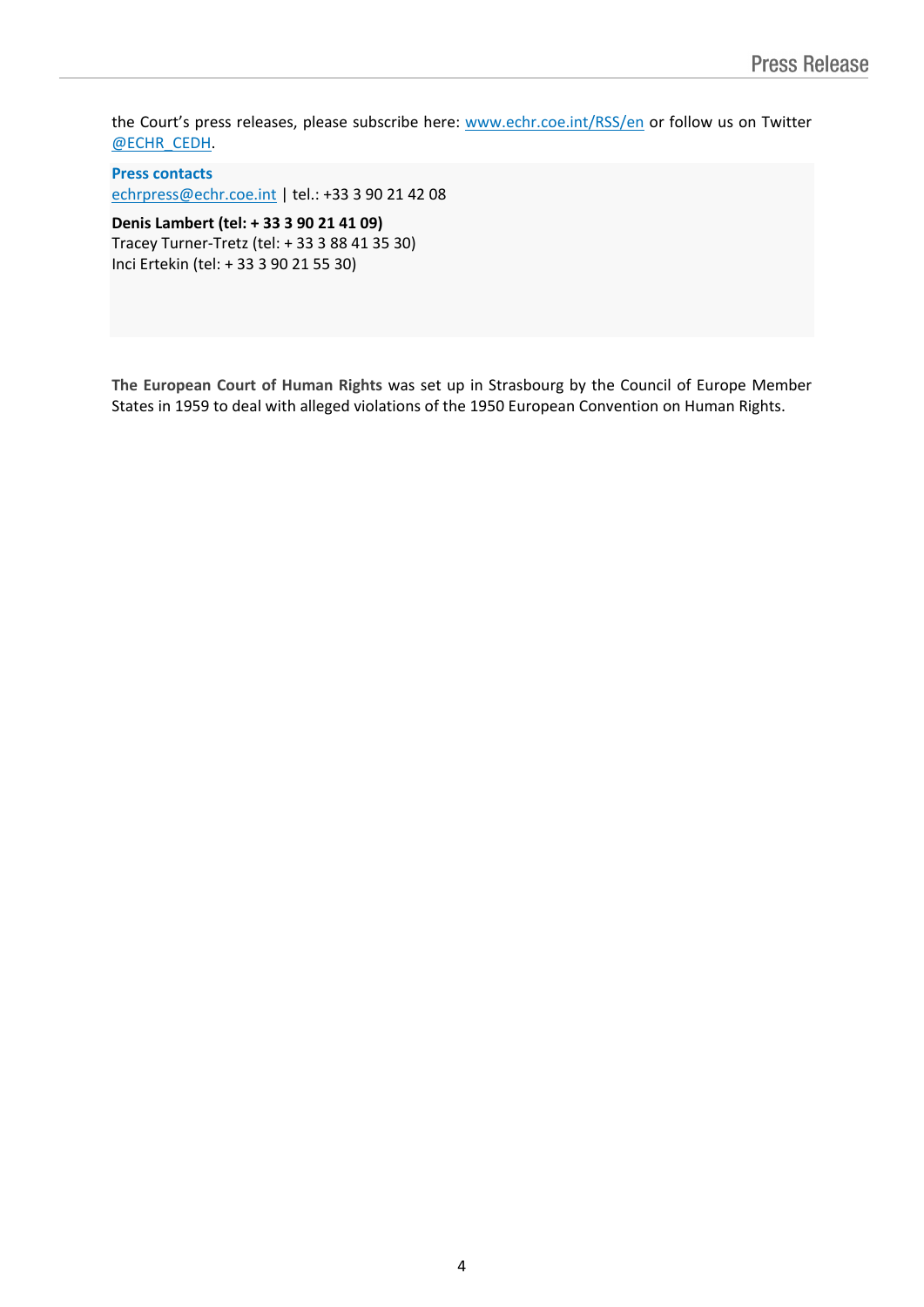the Court's press releases, please subscribe here: www.echr.coe.int/RSS/en or follow us on Twitter @ECHR_CEDH.

**Press contacts**
echrpress@echr.coe.int | tel.: +33 3 90 21 42 08

**Denis Lambert (tel: + 33 3 90 21 41 09)**
Tracey Turner-Tretz (tel: + 33 3 88 41 35 30)
Inci Ertekin (tel: + 33 3 90 21 55 30)

**The European Court of Human Rights** was set up in Strasbourg by the Council of Europe Member States in 1959 to deal with alleged violations of the 1950 European Convention on Human Rights.